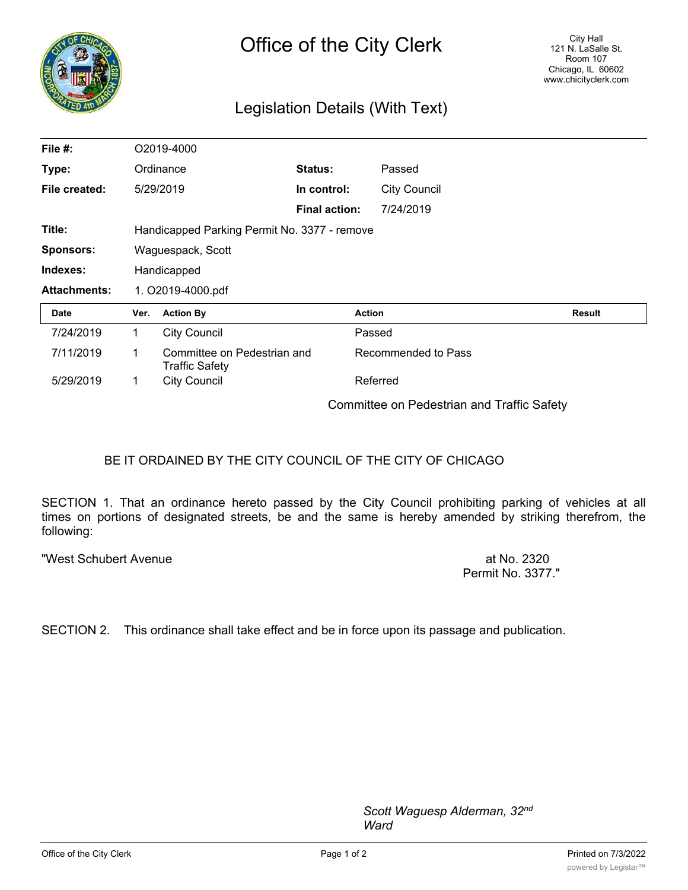# Office of the City Clerk

City Hall
121 N. LaSalle St.
Room 107
Chicago, IL 60602
www.chicityclerk.com

## Legislation Details (With Text)

| | | | |
|---|---|---|---|
| **File #:** | O2019-4000 | | |
| **Type:** | Ordinance | **Status:** | Passed |
| **File created:** | 5/29/2019 | **In control:** | City Council |
| | | **Final action:** | 7/24/2019 |
| **Title:** | Handicapped Parking Permit No. 3377 - remove | | |
| **Sponsors:** | Waguespack, Scott | | |
| **Indexes:** | Handicapped | | |
| **Attachments:** | 1. O2019-4000.pdf | | |

| Date | Ver. | Action By | Action | Result |
|---|---|---|---|---|
| 7/24/2019 | 1 | City Council | Passed | |
| 7/11/2019 | 1 | Committee on Pedestrian and Traffic Safety | Recommended to Pass | |
| 5/29/2019 | 1 | City Council | Referred | |

Committee on Pedestrian and Traffic Safety

BE IT ORDAINED BY THE CITY COUNCIL OF THE CITY OF CHICAGO

SECTION 1. That an ordinance hereto passed by the City Council prohibiting parking of vehicles at all times on portions of designated streets, be and the same is hereby amended by striking therefrom, the following:

"West Schubert Avenue — at No. 2320 Permit No. 3377."

SECTION 2. This ordinance shall take effect and be in force upon its passage and publication.

*Scott Waguesp Alderman, 32nd Ward*